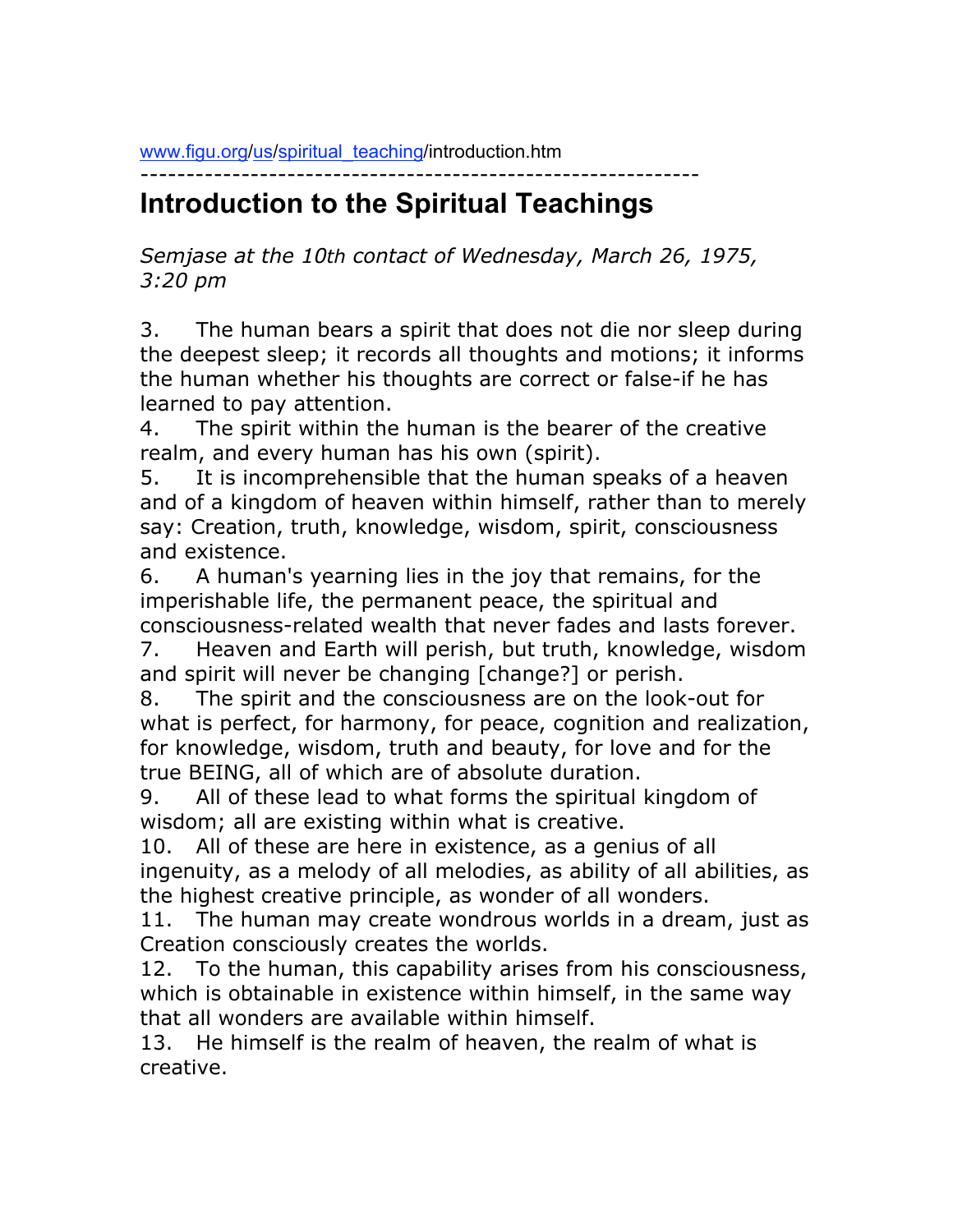www.figu.org/us/spiritual_teaching/introduction.htm

------------------------------------------------------------

# Introduction to the Spiritual Teachings

*Semjase at the 10th contact of Wednesday, March 26, 1975, 3:20 pm*

3. The human bears a spirit that does not die nor sleep during the deepest sleep; it records all thoughts and motions; it informs the human whether his thoughts are correct or false-if he has learned to pay attention.
4. The spirit within the human is the bearer of the creative realm, and every human has his own (spirit).
5. It is incomprehensible that the human speaks of a heaven and of a kingdom of heaven within himself, rather than to merely say: Creation, truth, knowledge, wisdom, spirit, consciousness and existence.
6. A human's yearning lies in the joy that remains, for the imperishable life, the permanent peace, the spiritual and consciousness-related wealth that never fades and lasts forever.
7. Heaven and Earth will perish, but truth, knowledge, wisdom and spirit will never be changing [change?] or perish.
8. The spirit and the consciousness are on the look-out for what is perfect, for harmony, for peace, cognition and realization, for knowledge, wisdom, truth and beauty, for love and for the true BEING, all of which are of absolute duration.
9. All of these lead to what forms the spiritual kingdom of wisdom; all are existing within what is creative.
10. All of these are here in existence, as a genius of all ingenuity, as a melody of all melodies, as ability of all abilities, as the highest creative principle, as wonder of all wonders.
11. The human may create wondrous worlds in a dream, just as Creation consciously creates the worlds.
12. To the human, this capability arises from his consciousness, which is obtainable in existence within himself, in the same way that all wonders are available within himself.
13. He himself is the realm of heaven, the realm of what is creative.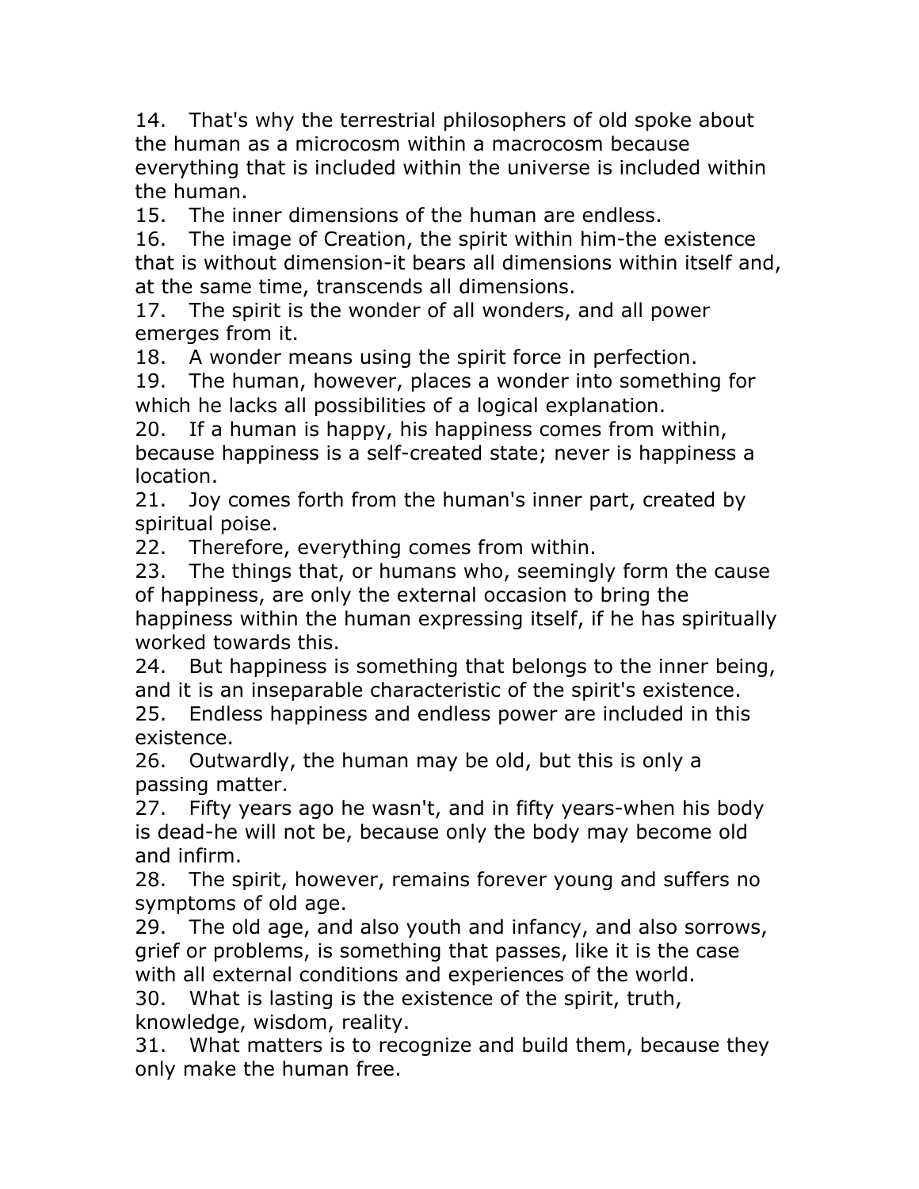14. That's why the terrestrial philosophers of old spoke about the human as a microcosm within a macrocosm because everything that is included within the universe is included within the human.
15. The inner dimensions of the human are endless.
16. The image of Creation, the spirit within him-the existence that is without dimension-it bears all dimensions within itself and, at the same time, transcends all dimensions.
17. The spirit is the wonder of all wonders, and all power emerges from it.
18. A wonder means using the spirit force in perfection.
19. The human, however, places a wonder into something for which he lacks all possibilities of a logical explanation.
20. If a human is happy, his happiness comes from within, because happiness is a self-created state; never is happiness a location.
21. Joy comes forth from the human's inner part, created by spiritual poise.
22. Therefore, everything comes from within.
23. The things that, or humans who, seemingly form the cause of happiness, are only the external occasion to bring the happiness within the human expressing itself, if he has spiritually worked towards this.
24. But happiness is something that belongs to the inner being, and it is an inseparable characteristic of the spirit's existence.
25. Endless happiness and endless power are included in this existence.
26. Outwardly, the human may be old, but this is only a passing matter.
27. Fifty years ago he wasn't, and in fifty years-when his body is dead-he will not be, because only the body may become old and infirm.
28. The spirit, however, remains forever young and suffers no symptoms of old age.
29. The old age, and also youth and infancy, and also sorrows, grief or problems, is something that passes, like it is the case with all external conditions and experiences of the world.
30. What is lasting is the existence of the spirit, truth, knowledge, wisdom, reality.
31. What matters is to recognize and build them, because they only make the human free.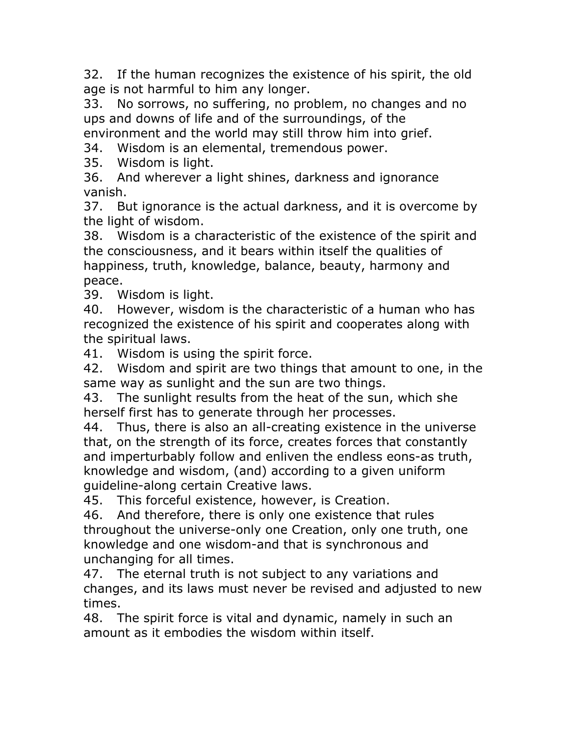32. If the human recognizes the existence of his spirit, the old age is not harmful to him any longer.
33. No sorrows, no suffering, no problem, no changes and no ups and downs of life and of the surroundings, of the environment and the world may still throw him into grief.
34. Wisdom is an elemental, tremendous power.
35. Wisdom is light.
36. And wherever a light shines, darkness and ignorance vanish.
37. But ignorance is the actual darkness, and it is overcome by the light of wisdom.
38. Wisdom is a characteristic of the existence of the spirit and the consciousness, and it bears within itself the qualities of happiness, truth, knowledge, balance, beauty, harmony and peace.
39. Wisdom is light.
40. However, wisdom is the characteristic of a human who has recognized the existence of his spirit and cooperates along with the spiritual laws.
41. Wisdom is using the spirit force.
42. Wisdom and spirit are two things that amount to one, in the same way as sunlight and the sun are two things.
43. The sunlight results from the heat of the sun, which she herself first has to generate through her processes.
44. Thus, there is also an all-creating existence in the universe that, on the strength of its force, creates forces that constantly and imperturbably follow and enliven the endless eons-as truth, knowledge and wisdom, (and) according to a given uniform guideline-along certain Creative laws.
45. This forceful existence, however, is Creation.
46. And therefore, there is only one existence that rules throughout the universe-only one Creation, only one truth, one knowledge and one wisdom-and that is synchronous and unchanging for all times.
47. The eternal truth is not subject to any variations and changes, and its laws must never be revised and adjusted to new times.
48. The spirit force is vital and dynamic, namely in such an amount as it embodies the wisdom within itself.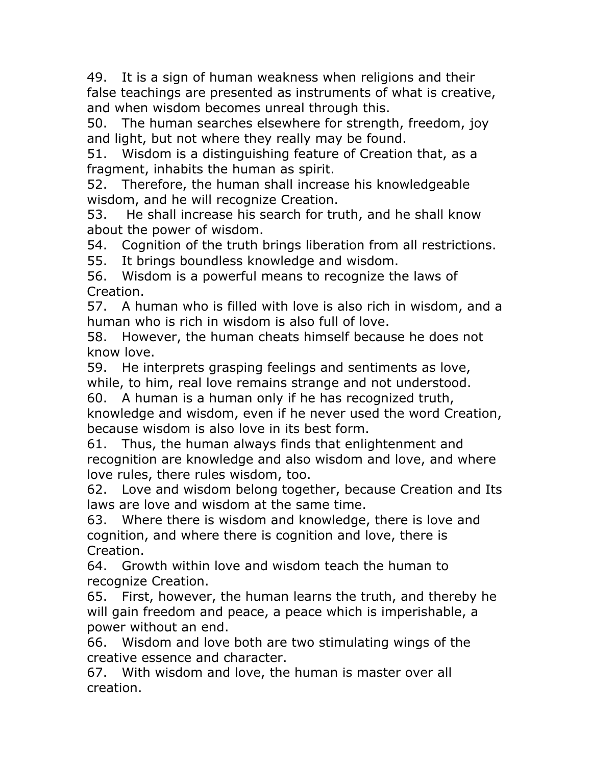49. It is a sign of human weakness when religions and their false teachings are presented as instruments of what is creative, and when wisdom becomes unreal through this.

50. The human searches elsewhere for strength, freedom, joy and light, but not where they really may be found.

51. Wisdom is a distinguishing feature of Creation that, as a fragment, inhabits the human as spirit.

52. Therefore, the human shall increase his knowledgeable wisdom, and he will recognize Creation.

53. He shall increase his search for truth, and he shall know about the power of wisdom.

54. Cognition of the truth brings liberation from all restrictions.

55. It brings boundless knowledge and wisdom.

56. Wisdom is a powerful means to recognize the laws of Creation.

57. A human who is filled with love is also rich in wisdom, and a human who is rich in wisdom is also full of love.

58. However, the human cheats himself because he does not know love.

59. He interprets grasping feelings and sentiments as love, while, to him, real love remains strange and not understood.

60. A human is a human only if he has recognized truth, knowledge and wisdom, even if he never used the word Creation, because wisdom is also love in its best form.

61. Thus, the human always finds that enlightenment and recognition are knowledge and also wisdom and love, and where love rules, there rules wisdom, too.

62. Love and wisdom belong together, because Creation and Its laws are love and wisdom at the same time.

63. Where there is wisdom and knowledge, there is love and cognition, and where there is cognition and love, there is Creation.

64. Growth within love and wisdom teach the human to recognize Creation.

65. First, however, the human learns the truth, and thereby he will gain freedom and peace, a peace which is imperishable, a power without an end.

66. Wisdom and love both are two stimulating wings of the creative essence and character.

67. With wisdom and love, the human is master over all creation.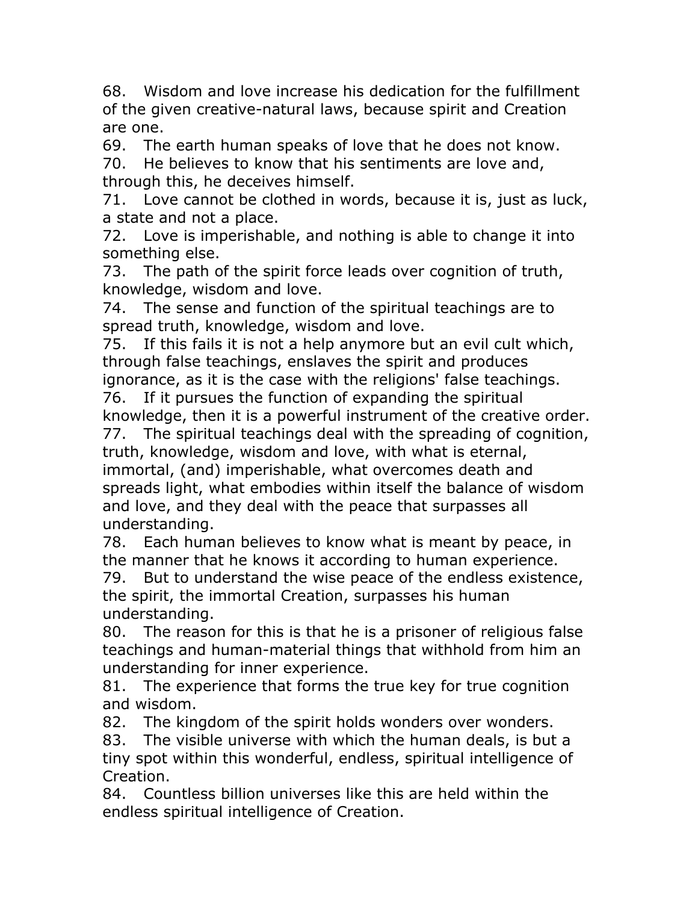68. Wisdom and love increase his dedication for the fulfillment of the given creative-natural laws, because spirit and Creation are one.
69. The earth human speaks of love that he does not know.
70. He believes to know that his sentiments are love and, through this, he deceives himself.
71. Love cannot be clothed in words, because it is, just as luck, a state and not a place.
72. Love is imperishable, and nothing is able to change it into something else.
73. The path of the spirit force leads over cognition of truth, knowledge, wisdom and love.
74. The sense and function of the spiritual teachings are to spread truth, knowledge, wisdom and love.
75. If this fails it is not a help anymore but an evil cult which, through false teachings, enslaves the spirit and produces ignorance, as it is the case with the religions' false teachings.
76. If it pursues the function of expanding the spiritual knowledge, then it is a powerful instrument of the creative order.
77. The spiritual teachings deal with the spreading of cognition, truth, knowledge, wisdom and love, with what is eternal, immortal, (and) imperishable, what overcomes death and spreads light, what embodies within itself the balance of wisdom and love, and they deal with the peace that surpasses all understanding.
78. Each human believes to know what is meant by peace, in the manner that he knows it according to human experience.
79. But to understand the wise peace of the endless existence, the spirit, the immortal Creation, surpasses his human understanding.
80. The reason for this is that he is a prisoner of religious false teachings and human-material things that withhold from him an understanding for inner experience.
81. The experience that forms the true key for true cognition and wisdom.
82. The kingdom of the spirit holds wonders over wonders.
83. The visible universe with which the human deals, is but a tiny spot within this wonderful, endless, spiritual intelligence of Creation.
84. Countless billion universes like this are held within the endless spiritual intelligence of Creation.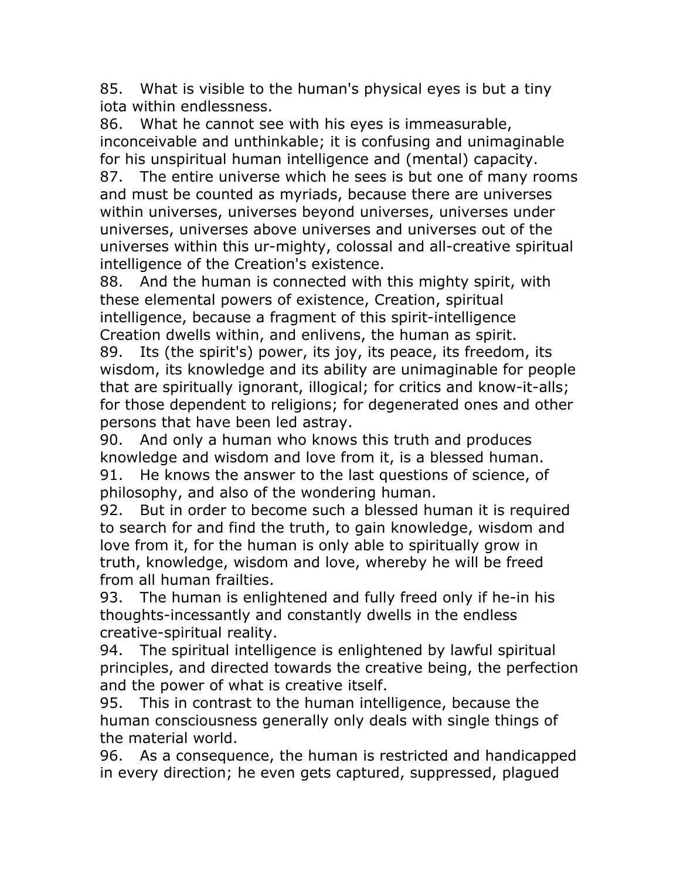85. What is visible to the human's physical eyes is but a tiny iota within endlessness.

86. What he cannot see with his eyes is immeasurable, inconceivable and unthinkable; it is confusing and unimaginable for his unspiritual human intelligence and (mental) capacity.

87. The entire universe which he sees is but one of many rooms and must be counted as myriads, because there are universes within universes, universes beyond universes, universes under universes, universes above universes and universes out of the universes within this ur-mighty, colossal and all-creative spiritual intelligence of the Creation's existence.

88. And the human is connected with this mighty spirit, with these elemental powers of existence, Creation, spiritual intelligence, because a fragment of this spirit-intelligence Creation dwells within, and enlivens, the human as spirit.

89. Its (the spirit's) power, its joy, its peace, its freedom, its wisdom, its knowledge and its ability are unimaginable for people that are spiritually ignorant, illogical; for critics and know-it-alls; for those dependent to religions; for degenerated ones and other persons that have been led astray.

90. And only a human who knows this truth and produces knowledge and wisdom and love from it, is a blessed human.

91. He knows the answer to the last questions of science, of philosophy, and also of the wondering human.

92. But in order to become such a blessed human it is required to search for and find the truth, to gain knowledge, wisdom and love from it, for the human is only able to spiritually grow in truth, knowledge, wisdom and love, whereby he will be freed from all human frailties.

93. The human is enlightened and fully freed only if he-in his thoughts-incessantly and constantly dwells in the endless creative-spiritual reality.

94. The spiritual intelligence is enlightened by lawful spiritual principles, and directed towards the creative being, the perfection and the power of what is creative itself.

95. This in contrast to the human intelligence, because the human consciousness generally only deals with single things of the material world.

96. As a consequence, the human is restricted and handicapped in every direction; he even gets captured, suppressed, plagued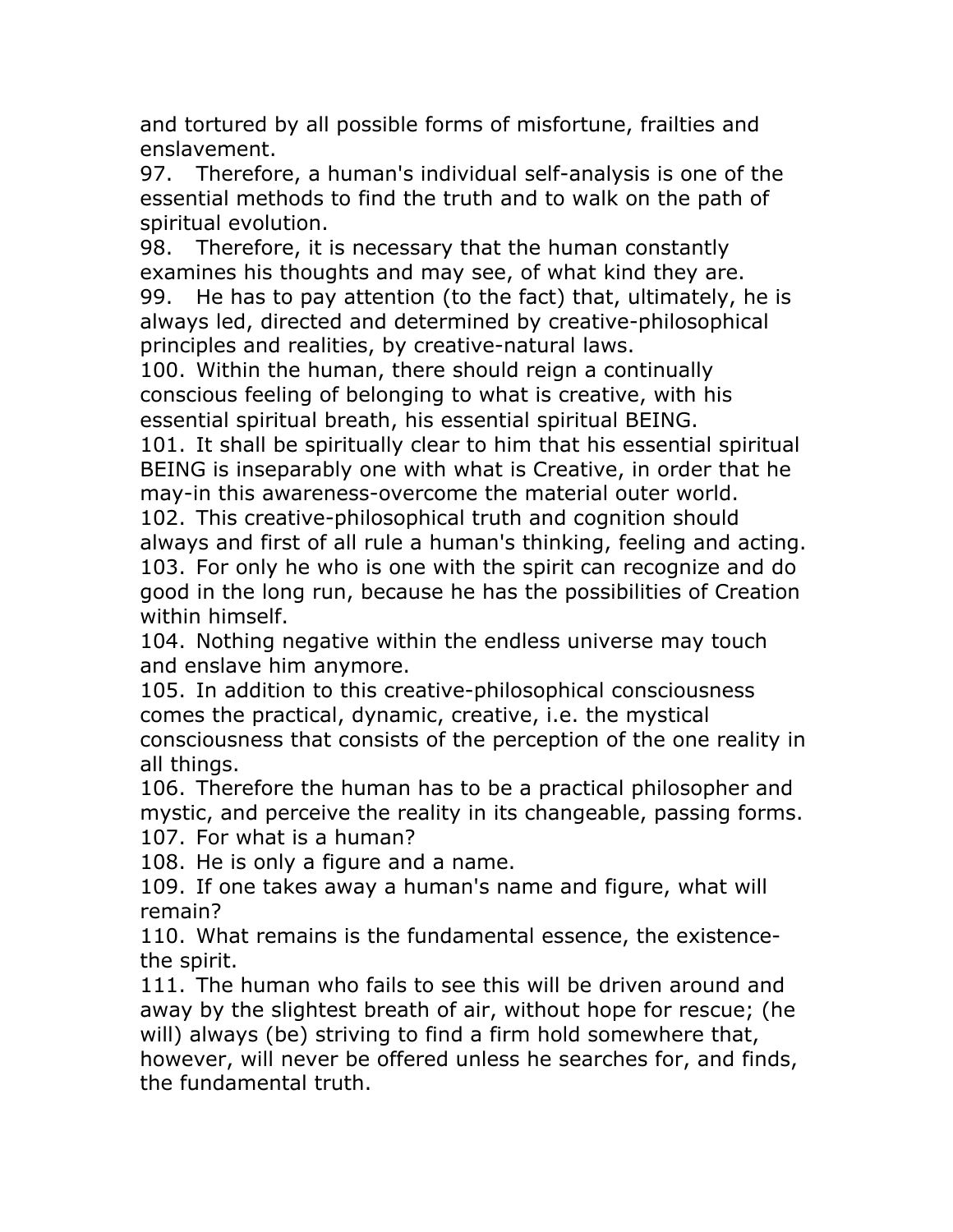and tortured by all possible forms of misfortune, frailties and enslavement.

97. Therefore, a human's individual self-analysis is one of the essential methods to find the truth and to walk on the path of spiritual evolution.

98. Therefore, it is necessary that the human constantly examines his thoughts and may see, of what kind they are.

99. He has to pay attention (to the fact) that, ultimately, he is always led, directed and determined by creative-philosophical principles and realities, by creative-natural laws.

100. Within the human, there should reign a continually conscious feeling of belonging to what is creative, with his essential spiritual breath, his essential spiritual BEING.

101. It shall be spiritually clear to him that his essential spiritual BEING is inseparably one with what is Creative, in order that he may-in this awareness-overcome the material outer world.

102. This creative-philosophical truth and cognition should always and first of all rule a human's thinking, feeling and acting.

103. For only he who is one with the spirit can recognize and do good in the long run, because he has the possibilities of Creation within himself.

104. Nothing negative within the endless universe may touch and enslave him anymore.

105. In addition to this creative-philosophical consciousness comes the practical, dynamic, creative, i.e. the mystical consciousness that consists of the perception of the one reality in all things.

106. Therefore the human has to be a practical philosopher and mystic, and perceive the reality in its changeable, passing forms.

107. For what is a human?

108. He is only a figure and a name.

109. If one takes away a human's name and figure, what will remain?

110. What remains is the fundamental essence, the existence-the spirit.

111. The human who fails to see this will be driven around and away by the slightest breath of air, without hope for rescue; (he will) always (be) striving to find a firm hold somewhere that, however, will never be offered unless he searches for, and finds, the fundamental truth.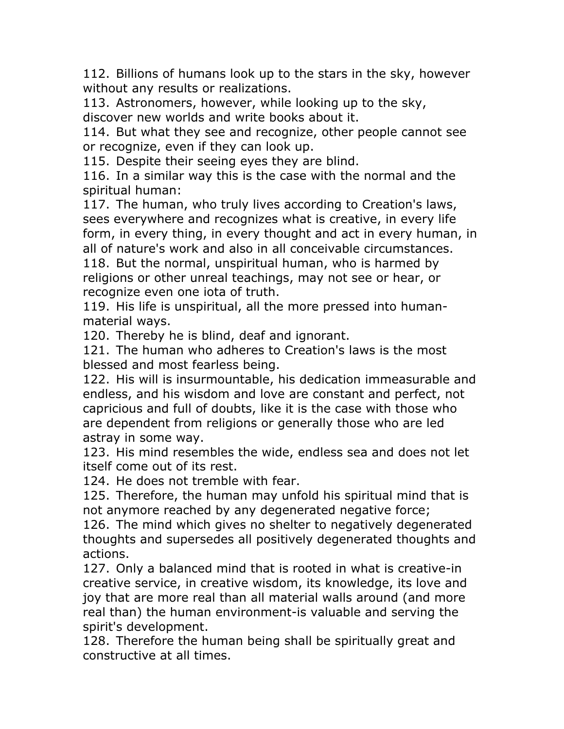112. Billions of humans look up to the stars in the sky, however without any results or realizations.

113. Astronomers, however, while looking up to the sky, discover new worlds and write books about it.

114. But what they see and recognize, other people cannot see or recognize, even if they can look up.

115. Despite their seeing eyes they are blind.

116. In a similar way this is the case with the normal and the spiritual human:

117. The human, who truly lives according to Creation's laws, sees everywhere and recognizes what is creative, in every life form, in every thing, in every thought and act in every human, in all of nature's work and also in all conceivable circumstances.

118. But the normal, unspiritual human, who is harmed by religions or other unreal teachings, may not see or hear, or recognize even one iota of truth.

119. His life is unspiritual, all the more pressed into human-material ways.

120. Thereby he is blind, deaf and ignorant.

121. The human who adheres to Creation's laws is the most blessed and most fearless being.

122. His will is insurmountable, his dedication immeasurable and endless, and his wisdom and love are constant and perfect, not capricious and full of doubts, like it is the case with those who are dependent from religions or generally those who are led astray in some way.

123. His mind resembles the wide, endless sea and does not let itself come out of its rest.

124. He does not tremble with fear.

125. Therefore, the human may unfold his spiritual mind that is not anymore reached by any degenerated negative force;

126. The mind which gives no shelter to negatively degenerated thoughts and supersedes all positively degenerated thoughts and actions.

127. Only a balanced mind that is rooted in what is creative-in creative service, in creative wisdom, its knowledge, its love and joy that are more real than all material walls around (and more real than) the human environment-is valuable and serving the spirit's development.

128. Therefore the human being shall be spiritually great and constructive at all times.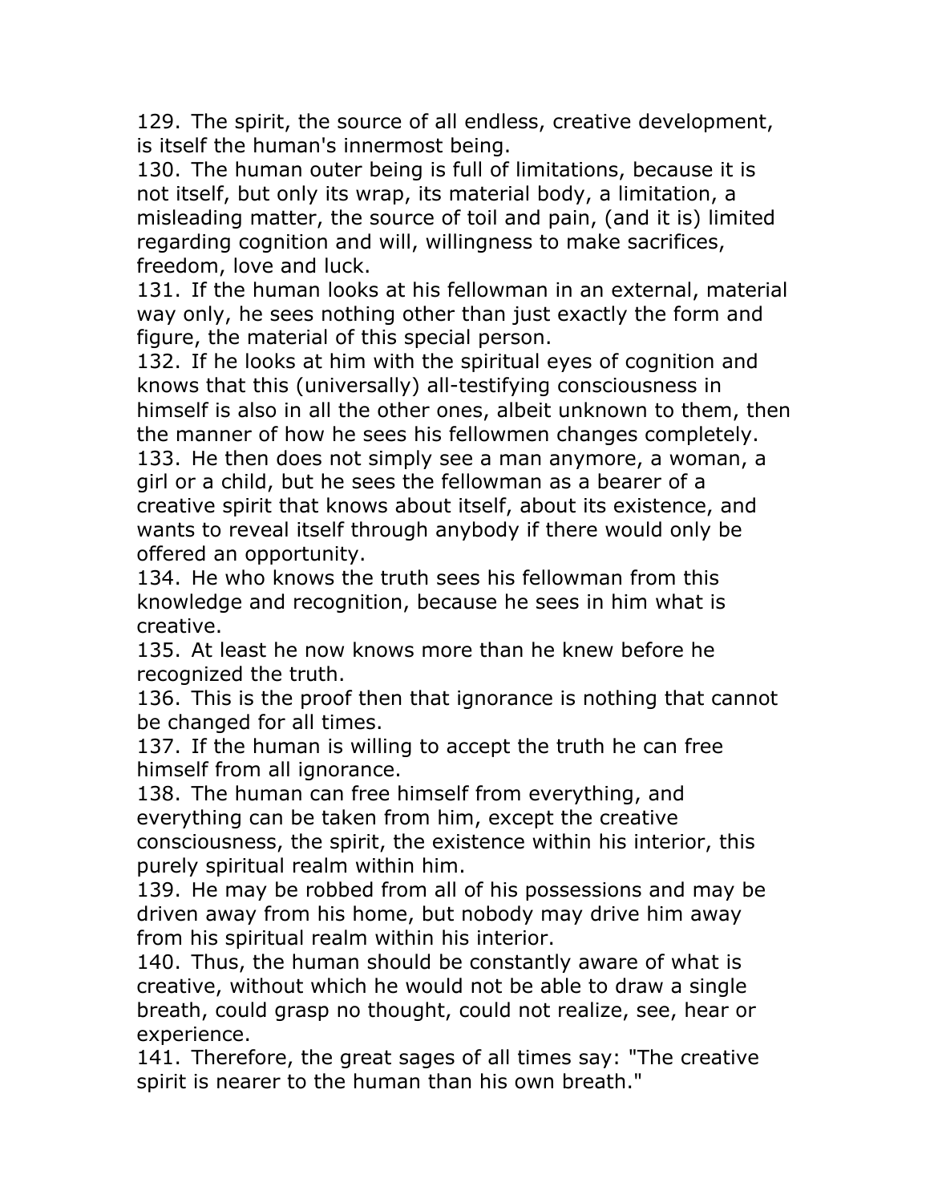129. The spirit, the source of all endless, creative development, is itself the human's innermost being.

130. The human outer being is full of limitations, because it is not itself, but only its wrap, its material body, a limitation, a misleading matter, the source of toil and pain, (and it is) limited regarding cognition and will, willingness to make sacrifices, freedom, love and luck.

131. If the human looks at his fellowman in an external, material way only, he sees nothing other than just exactly the form and figure, the material of this special person.

132. If he looks at him with the spiritual eyes of cognition and knows that this (universally) all-testifying consciousness in himself is also in all the other ones, albeit unknown to them, then the manner of how he sees his fellowmen changes completely.

133. He then does not simply see a man anymore, a woman, a girl or a child, but he sees the fellowman as a bearer of a creative spirit that knows about itself, about its existence, and wants to reveal itself through anybody if there would only be offered an opportunity.

134. He who knows the truth sees his fellowman from this knowledge and recognition, because he sees in him what is creative.

135. At least he now knows more than he knew before he recognized the truth.

136. This is the proof then that ignorance is nothing that cannot be changed for all times.

137. If the human is willing to accept the truth he can free himself from all ignorance.

138. The human can free himself from everything, and everything can be taken from him, except the creative consciousness, the spirit, the existence within his interior, this purely spiritual realm within him.

139. He may be robbed from all of his possessions and may be driven away from his home, but nobody may drive him away from his spiritual realm within his interior.

140. Thus, the human should be constantly aware of what is creative, without which he would not be able to draw a single breath, could grasp no thought, could not realize, see, hear or experience.

141. Therefore, the great sages of all times say: "The creative spirit is nearer to the human than his own breath."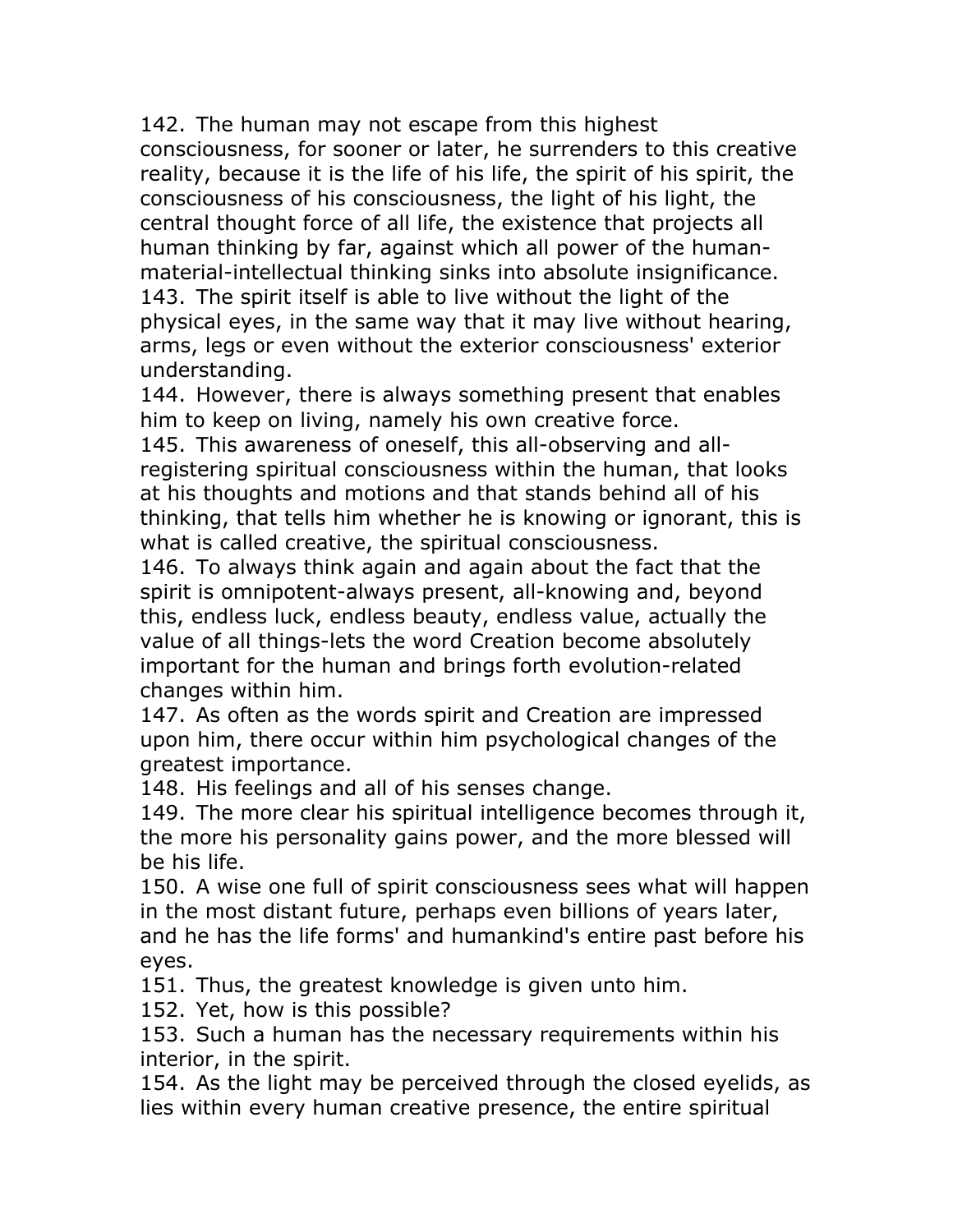142. The human may not escape from this highest consciousness, for sooner or later, he surrenders to this creative reality, because it is the life of his life, the spirit of his spirit, the consciousness of his consciousness, the light of his light, the central thought force of all life, the existence that projects all human thinking by far, against which all power of the human-material-intellectual thinking sinks into absolute insignificance.
143. The spirit itself is able to live without the light of the physical eyes, in the same way that it may live without hearing, arms, legs or even without the exterior consciousness' exterior understanding.
144. However, there is always something present that enables him to keep on living, namely his own creative force.
145. This awareness of oneself, this all-observing and all-registering spiritual consciousness within the human, that looks at his thoughts and motions and that stands behind all of his thinking, that tells him whether he is knowing or ignorant, this is what is called creative, the spiritual consciousness.
146. To always think again and again about the fact that the spirit is omnipotent-always present, all-knowing and, beyond this, endless luck, endless beauty, endless value, actually the value of all things-lets the word Creation become absolutely important for the human and brings forth evolution-related changes within him.
147. As often as the words spirit and Creation are impressed upon him, there occur within him psychological changes of the greatest importance.
148. His feelings and all of his senses change.
149. The more clear his spiritual intelligence becomes through it, the more his personality gains power, and the more blessed will be his life.
150. A wise one full of spirit consciousness sees what will happen in the most distant future, perhaps even billions of years later, and he has the life forms' and humankind's entire past before his eyes.
151. Thus, the greatest knowledge is given unto him.
152. Yet, how is this possible?
153. Such a human has the necessary requirements within his interior, in the spirit.
154. As the light may be perceived through the closed eyelids, as lies within every human creative presence, the entire spiritual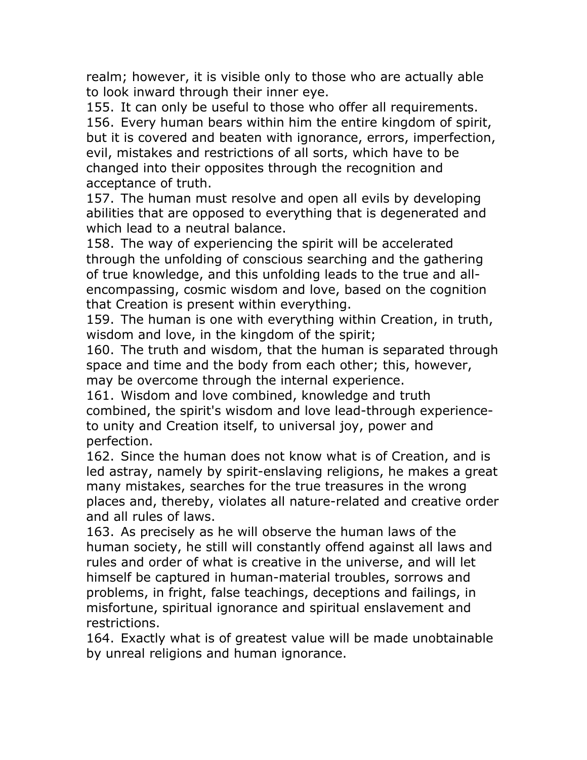realm; however, it is visible only to those who are actually able to look inward through their inner eye.

155. It can only be useful to those who offer all requirements.

156. Every human bears within him the entire kingdom of spirit, but it is covered and beaten with ignorance, errors, imperfection, evil, mistakes and restrictions of all sorts, which have to be changed into their opposites through the recognition and acceptance of truth.

157. The human must resolve and open all evils by developing abilities that are opposed to everything that is degenerated and which lead to a neutral balance.

158. The way of experiencing the spirit will be accelerated through the unfolding of conscious searching and the gathering of true knowledge, and this unfolding leads to the true and all-encompassing, cosmic wisdom and love, based on the cognition that Creation is present within everything.

159. The human is one with everything within Creation, in truth, wisdom and love, in the kingdom of the spirit;

160. The truth and wisdom, that the human is separated through space and time and the body from each other; this, however, may be overcome through the internal experience.

161. Wisdom and love combined, knowledge and truth combined, the spirit's wisdom and love lead-through experience-to unity and Creation itself, to universal joy, power and perfection.

162. Since the human does not know what is of Creation, and is led astray, namely by spirit-enslaving religions, he makes a great many mistakes, searches for the true treasures in the wrong places and, thereby, violates all nature-related and creative order and all rules of laws.

163. As precisely as he will observe the human laws of the human society, he still will constantly offend against all laws and rules and order of what is creative in the universe, and will let himself be captured in human-material troubles, sorrows and problems, in fright, false teachings, deceptions and failings, in misfortune, spiritual ignorance and spiritual enslavement and restrictions.

164. Exactly what is of greatest value will be made unobtainable by unreal religions and human ignorance.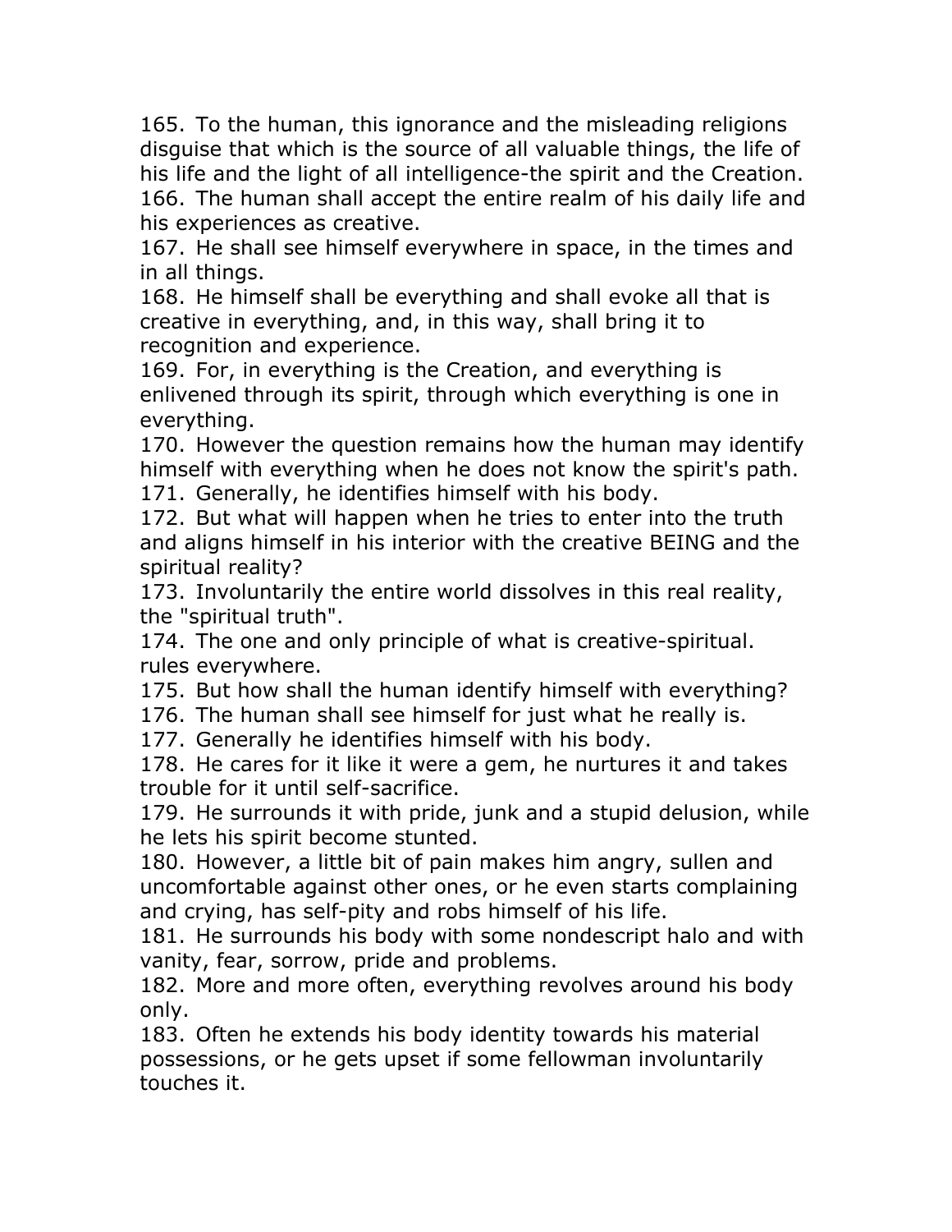165. To the human, this ignorance and the misleading religions disguise that which is the source of all valuable things, the life of his life and the light of all intelligence-the spirit and the Creation.
166. The human shall accept the entire realm of his daily life and his experiences as creative.
167. He shall see himself everywhere in space, in the times and in all things.
168. He himself shall be everything and shall evoke all that is creative in everything, and, in this way, shall bring it to recognition and experience.
169. For, in everything is the Creation, and everything is enlivened through its spirit, through which everything is one in everything.
170. However the question remains how the human may identify himself with everything when he does not know the spirit's path.
171. Generally, he identifies himself with his body.
172. But what will happen when he tries to enter into the truth and aligns himself in his interior with the creative BEING and the spiritual reality?
173. Involuntarily the entire world dissolves in this real reality, the "spiritual truth".
174. The one and only principle of what is creative-spiritual. rules everywhere.
175. But how shall the human identify himself with everything?
176. The human shall see himself for just what he really is.
177. Generally he identifies himself with his body.
178. He cares for it like it were a gem, he nurtures it and takes trouble for it until self-sacrifice.
179. He surrounds it with pride, junk and a stupid delusion, while he lets his spirit become stunted.
180. However, a little bit of pain makes him angry, sullen and uncomfortable against other ones, or he even starts complaining and crying, has self-pity and robs himself of his life.
181. He surrounds his body with some nondescript halo and with vanity, fear, sorrow, pride and problems.
182. More and more often, everything revolves around his body only.
183. Often he extends his body identity towards his material possessions, or he gets upset if some fellowman involuntarily touches it.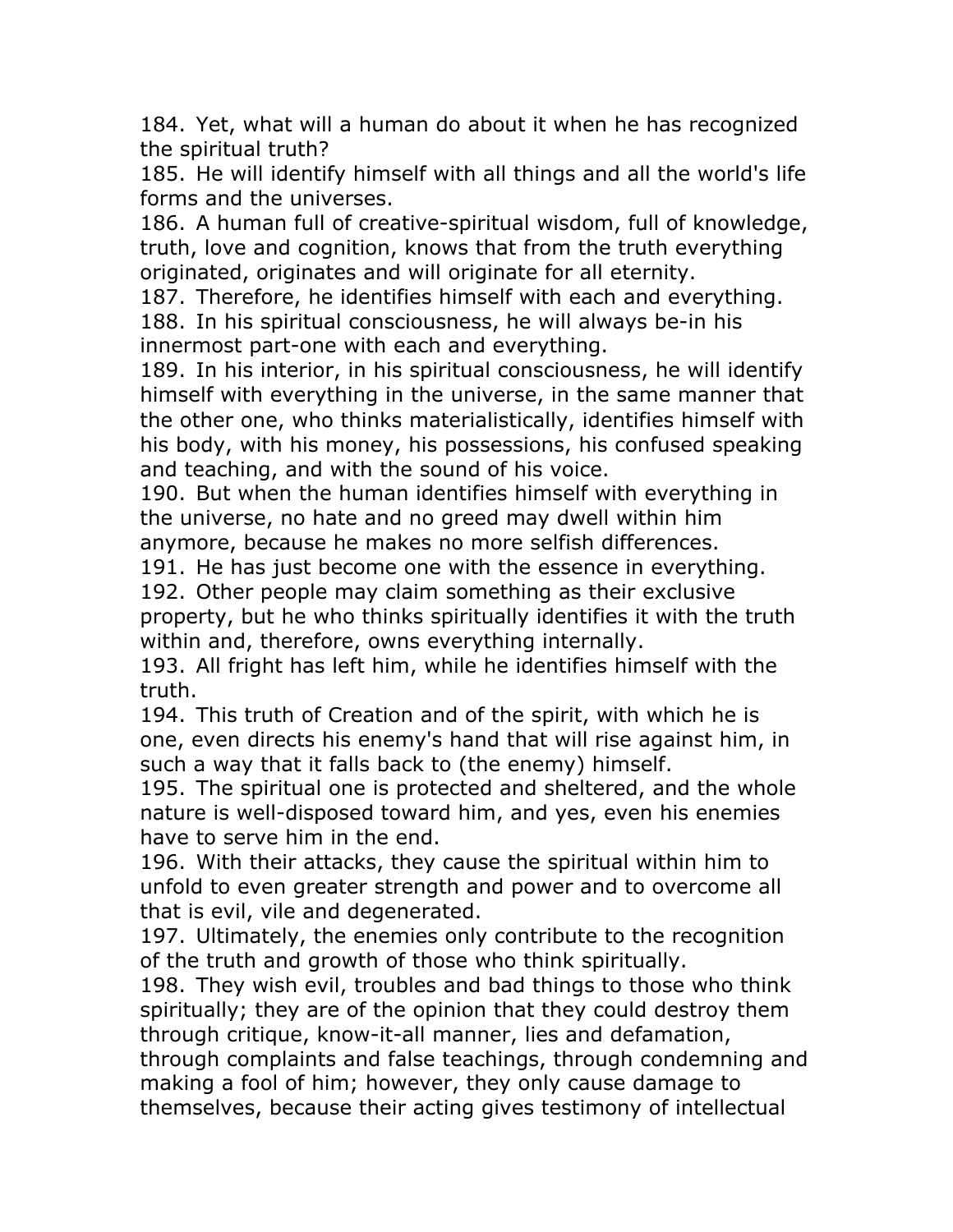184. Yet, what will a human do about it when he has recognized the spiritual truth?
185. He will identify himself with all things and all the world's life forms and the universes.
186. A human full of creative-spiritual wisdom, full of knowledge, truth, love and cognition, knows that from the truth everything originated, originates and will originate for all eternity.
187. Therefore, he identifies himself with each and everything.
188. In his spiritual consciousness, he will always be-in his innermost part-one with each and everything.
189. In his interior, in his spiritual consciousness, he will identify himself with everything in the universe, in the same manner that the other one, who thinks materialistically, identifies himself with his body, with his money, his possessions, his confused speaking and teaching, and with the sound of his voice.
190. But when the human identifies himself with everything in the universe, no hate and no greed may dwell within him anymore, because he makes no more selfish differences.
191. He has just become one with the essence in everything.
192. Other people may claim something as their exclusive property, but he who thinks spiritually identifies it with the truth within and, therefore, owns everything internally.
193. All fright has left him, while he identifies himself with the truth.
194. This truth of Creation and of the spirit, with which he is one, even directs his enemy's hand that will rise against him, in such a way that it falls back to (the enemy) himself.
195. The spiritual one is protected and sheltered, and the whole nature is well-disposed toward him, and yes, even his enemies have to serve him in the end.
196. With their attacks, they cause the spiritual within him to unfold to even greater strength and power and to overcome all that is evil, vile and degenerated.
197. Ultimately, the enemies only contribute to the recognition of the truth and growth of those who think spiritually.
198. They wish evil, troubles and bad things to those who think spiritually; they are of the opinion that they could destroy them through critique, know-it-all manner, lies and defamation, through complaints and false teachings, through condemning and making a fool of him; however, they only cause damage to themselves, because their acting gives testimony of intellectual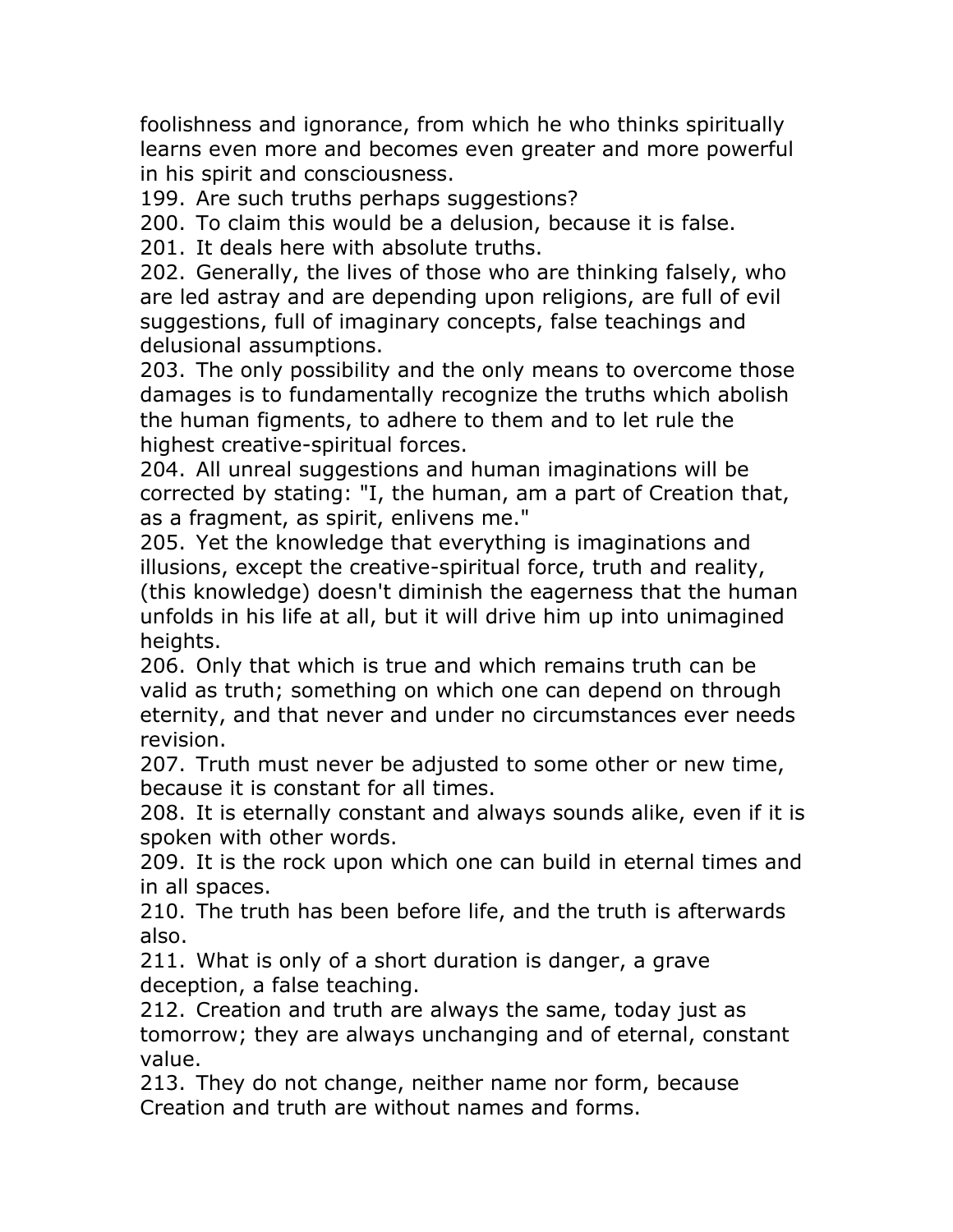foolishness and ignorance, from which he who thinks spiritually learns even more and becomes even greater and more powerful in his spirit and consciousness.

199. Are such truths perhaps suggestions?

200. To claim this would be a delusion, because it is false.

201. It deals here with absolute truths.

202. Generally, the lives of those who are thinking falsely, who are led astray and are depending upon religions, are full of evil suggestions, full of imaginary concepts, false teachings and delusional assumptions.

203. The only possibility and the only means to overcome those damages is to fundamentally recognize the truths which abolish the human figments, to adhere to them and to let rule the highest creative-spiritual forces.

204. All unreal suggestions and human imaginations will be corrected by stating: "I, the human, am a part of Creation that, as a fragment, as spirit, enlivens me."

205. Yet the knowledge that everything is imaginations and illusions, except the creative-spiritual force, truth and reality, (this knowledge) doesn't diminish the eagerness that the human unfolds in his life at all, but it will drive him up into unimagined heights.

206. Only that which is true and which remains truth can be valid as truth; something on which one can depend on through eternity, and that never and under no circumstances ever needs revision.

207. Truth must never be adjusted to some other or new time, because it is constant for all times.

208. It is eternally constant and always sounds alike, even if it is spoken with other words.

209. It is the rock upon which one can build in eternal times and in all spaces.

210. The truth has been before life, and the truth is afterwards also.

211. What is only of a short duration is danger, a grave deception, a false teaching.

212. Creation and truth are always the same, today just as tomorrow; they are always unchanging and of eternal, constant value.

213. They do not change, neither name nor form, because Creation and truth are without names and forms.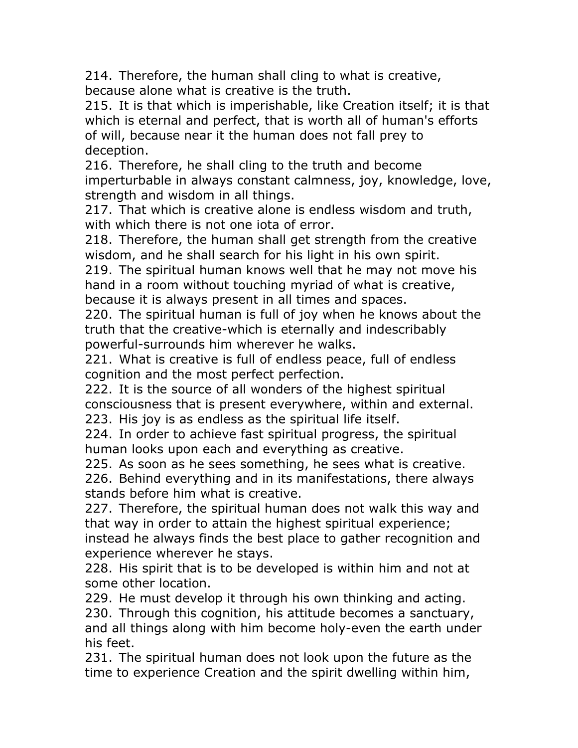214. Therefore, the human shall cling to what is creative, because alone what is creative is the truth.
215. It is that which is imperishable, like Creation itself; it is that which is eternal and perfect, that is worth all of human's efforts of will, because near it the human does not fall prey to deception.
216. Therefore, he shall cling to the truth and become imperturbable in always constant calmness, joy, knowledge, love, strength and wisdom in all things.
217. That which is creative alone is endless wisdom and truth, with which there is not one iota of error.
218. Therefore, the human shall get strength from the creative wisdom, and he shall search for his light in his own spirit.
219. The spiritual human knows well that he may not move his hand in a room without touching myriad of what is creative, because it is always present in all times and spaces.
220. The spiritual human is full of joy when he knows about the truth that the creative-which is eternally and indescribably powerful-surrounds him wherever he walks.
221. What is creative is full of endless peace, full of endless cognition and the most perfect perfection.
222. It is the source of all wonders of the highest spiritual consciousness that is present everywhere, within and external.
223. His joy is as endless as the spiritual life itself.
224. In order to achieve fast spiritual progress, the spiritual human looks upon each and everything as creative.
225. As soon as he sees something, he sees what is creative.
226. Behind everything and in its manifestations, there always stands before him what is creative.
227. Therefore, the spiritual human does not walk this way and that way in order to attain the highest spiritual experience; instead he always finds the best place to gather recognition and experience wherever he stays.
228. His spirit that is to be developed is within him and not at some other location.
229. He must develop it through his own thinking and acting.
230. Through this cognition, his attitude becomes a sanctuary, and all things along with him become holy-even the earth under his feet.
231. The spiritual human does not look upon the future as the time to experience Creation and the spirit dwelling within him,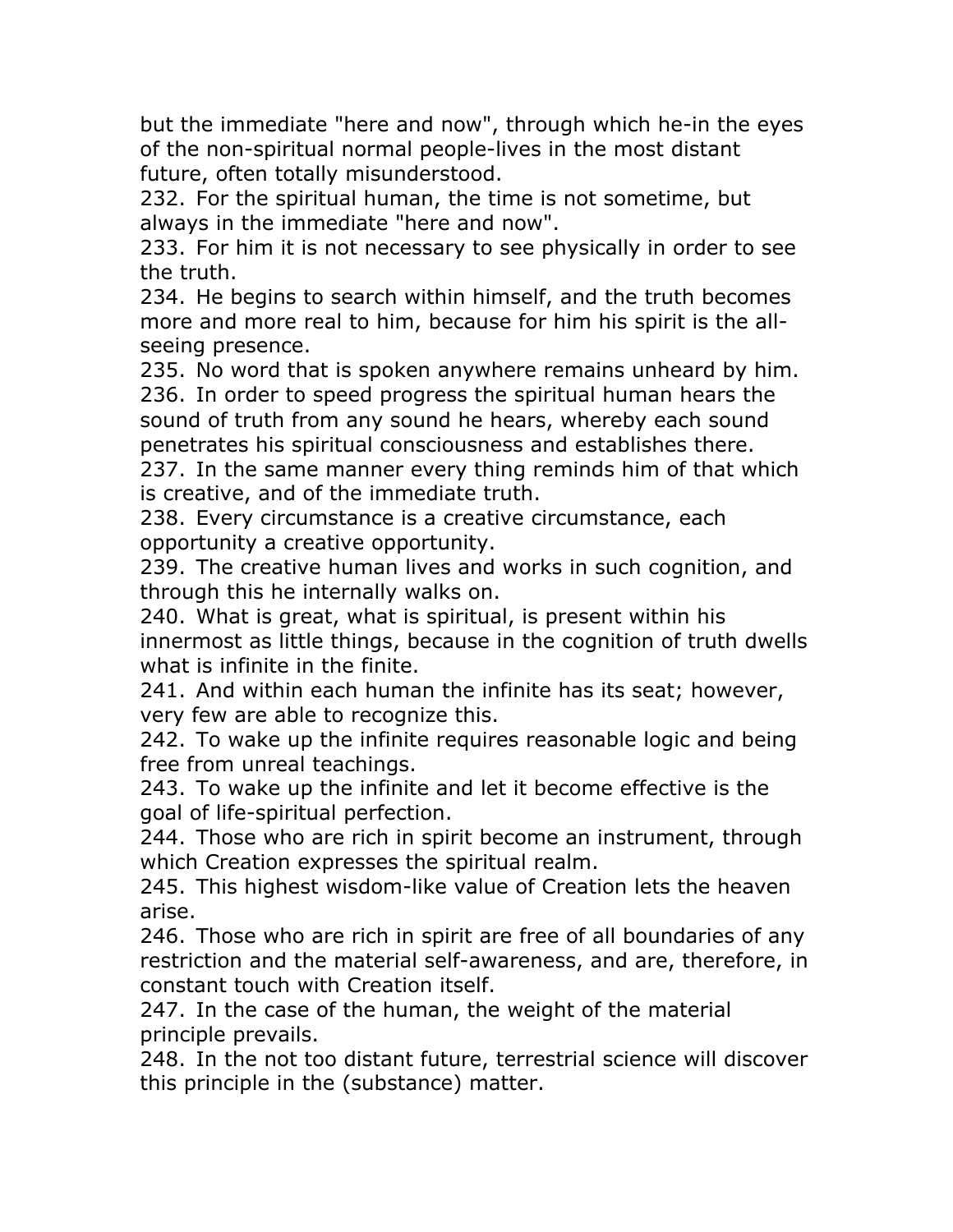but the immediate "here and now", through which he-in the eyes of the non-spiritual normal people-lives in the most distant future, often totally misunderstood.

232. For the spiritual human, the time is not sometime, but always in the immediate "here and now".

233. For him it is not necessary to see physically in order to see the truth.

234. He begins to search within himself, and the truth becomes more and more real to him, because for him his spirit is the all-seeing presence.

235. No word that is spoken anywhere remains unheard by him.

236. In order to speed progress the spiritual human hears the sound of truth from any sound he hears, whereby each sound penetrates his spiritual consciousness and establishes there.

237. In the same manner every thing reminds him of that which is creative, and of the immediate truth.

238. Every circumstance is a creative circumstance, each opportunity a creative opportunity.

239. The creative human lives and works in such cognition, and through this he internally walks on.

240. What is great, what is spiritual, is present within his innermost as little things, because in the cognition of truth dwells what is infinite in the finite.

241. And within each human the infinite has its seat; however, very few are able to recognize this.

242. To wake up the infinite requires reasonable logic and being free from unreal teachings.

243. To wake up the infinite and let it become effective is the goal of life-spiritual perfection.

244. Those who are rich in spirit become an instrument, through which Creation expresses the spiritual realm.

245. This highest wisdom-like value of Creation lets the heaven arise.

246. Those who are rich in spirit are free of all boundaries of any restriction and the material self-awareness, and are, therefore, in constant touch with Creation itself.

247. In the case of the human, the weight of the material principle prevails.

248. In the not too distant future, terrestrial science will discover this principle in the (substance) matter.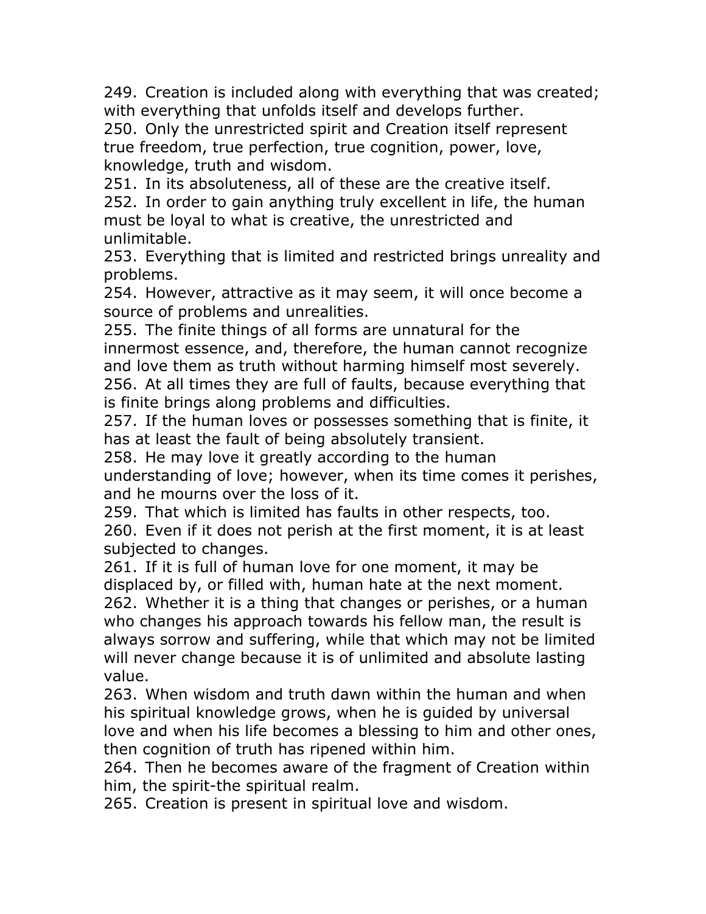249. Creation is included along with everything that was created; with everything that unfolds itself and develops further.

250. Only the unrestricted spirit and Creation itself represent true freedom, true perfection, true cognition, power, love, knowledge, truth and wisdom.

251. In its absoluteness, all of these are the creative itself.

252. In order to gain anything truly excellent in life, the human must be loyal to what is creative, the unrestricted and unlimitable.

253. Everything that is limited and restricted brings unreality and problems.

254. However, attractive as it may seem, it will once become a source of problems and unrealities.

255. The finite things of all forms are unnatural for the innermost essence, and, therefore, the human cannot recognize and love them as truth without harming himself most severely.

256. At all times they are full of faults, because everything that is finite brings along problems and difficulties.

257. If the human loves or possesses something that is finite, it has at least the fault of being absolutely transient.

258. He may love it greatly according to the human understanding of love; however, when its time comes it perishes, and he mourns over the loss of it.

259. That which is limited has faults in other respects, too.

260. Even if it does not perish at the first moment, it is at least subjected to changes.

261. If it is full of human love for one moment, it may be displaced by, or filled with, human hate at the next moment.

262. Whether it is a thing that changes or perishes, or a human who changes his approach towards his fellow man, the result is always sorrow and suffering, while that which may not be limited will never change because it is of unlimited and absolute lasting value.

263. When wisdom and truth dawn within the human and when his spiritual knowledge grows, when he is guided by universal love and when his life becomes a blessing to him and other ones, then cognition of truth has ripened within him.

264. Then he becomes aware of the fragment of Creation within him, the spirit-the spiritual realm.

265. Creation is present in spiritual love and wisdom.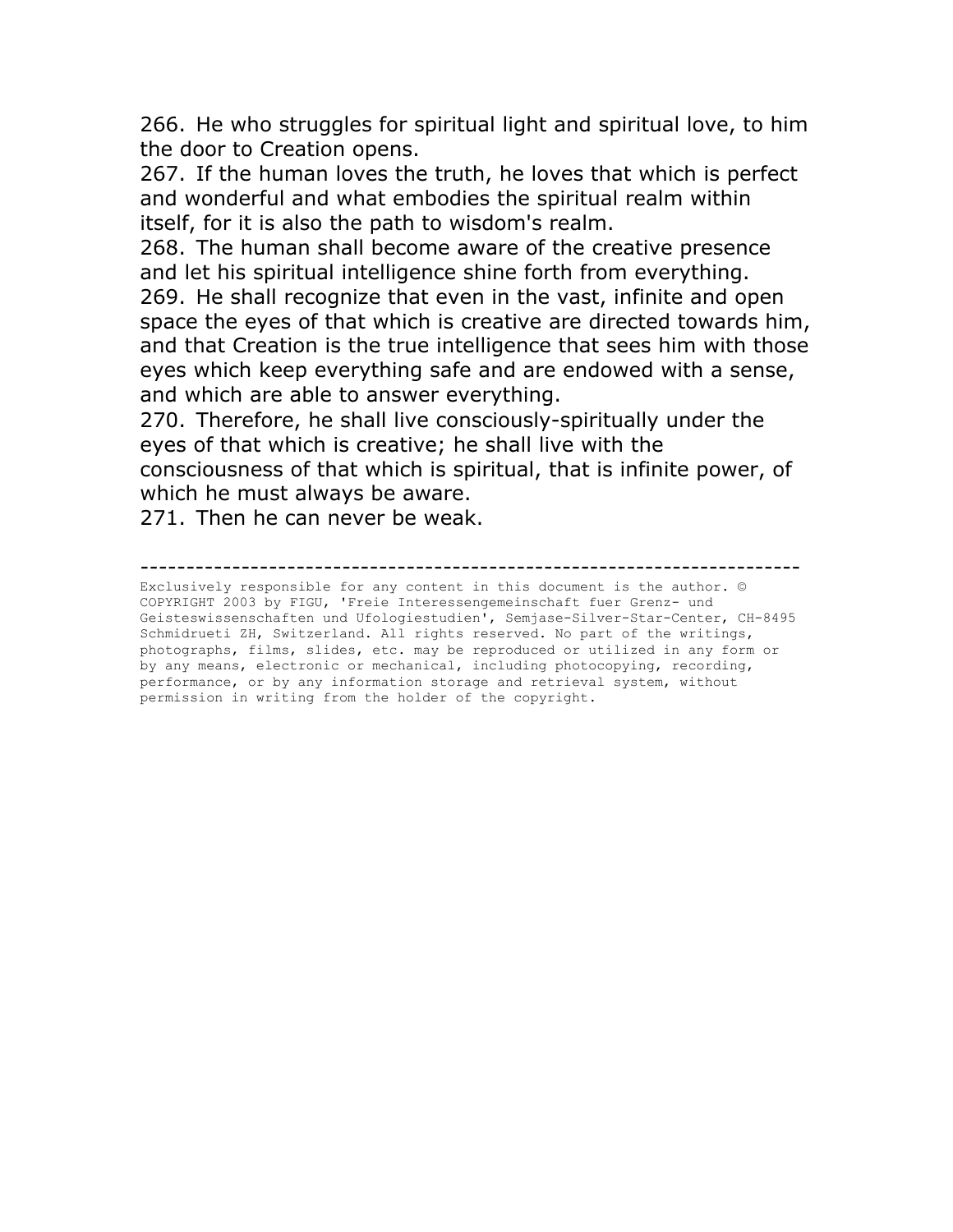266. He who struggles for spiritual light and spiritual love, to him the door to Creation opens.
267. If the human loves the truth, he loves that which is perfect and wonderful and what embodies the spiritual realm within itself, for it is also the path to wisdom's realm.
268. The human shall become aware of the creative presence and let his spiritual intelligence shine forth from everything.
269. He shall recognize that even in the vast, infinite and open space the eyes of that which is creative are directed towards him, and that Creation is the true intelligence that sees him with those eyes which keep everything safe and are endowed with a sense, and which are able to answer everything.
270. Therefore, he shall live consciously-spiritually under the eyes of that which is creative; he shall live with the consciousness of that which is spiritual, that is infinite power, of which he must always be aware.
271. Then he can never be weak.

---

Exclusively responsible for any content in this document is the author. © COPYRIGHT 2003 by FIGU, 'Freie Interessengemeinschaft fuer Grenz- und Geisteswissenschaften und Ufologiestudien', Semjase-Silver-Star-Center, CH-8495 Schmidrueti ZH, Switzerland. All rights reserved. No part of the writings, photographs, films, slides, etc. may be reproduced or utilized in any form or by any means, electronic or mechanical, including photocopying, recording, performance, or by any information storage and retrieval system, without permission in writing from the holder of the copyright.